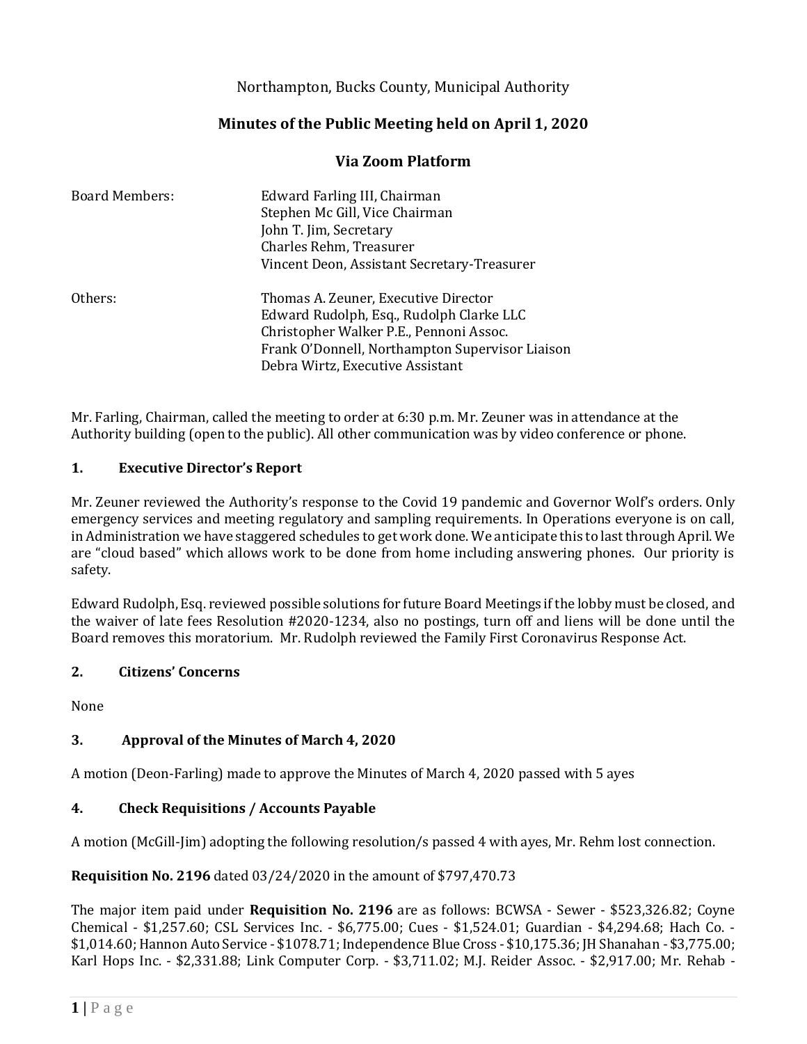Northampton, Bucks County, Municipal Authority

# Minutes of the Public Meeting held on April 1, 2020

## Via Zoom Platform

| | |
|---|---|
| Board Members: | Edward Farling III, Chairman<br>Stephen Mc Gill, Vice Chairman<br>John T. Jim, Secretary<br>Charles Rehm, Treasurer<br>Vincent Deon, Assistant Secretary-Treasurer |
| Others: | Thomas A. Zeuner, Executive Director<br>Edward Rudolph, Esq., Rudolph Clarke LLC<br>Christopher Walker P.E., Pennoni Assoc.<br>Frank O'Donnell, Northampton Supervisor Liaison<br>Debra Wirtz, Executive Assistant |

Mr. Farling, Chairman, called the meeting to order at 6:30 p.m. Mr. Zeuner was in attendance at the Authority building (open to the public). All other communication was by video conference or phone.

### 1. Executive Director's Report

Mr. Zeuner reviewed the Authority's response to the Covid 19 pandemic and Governor Wolf's orders. Only emergency services and meeting regulatory and sampling requirements. In Operations everyone is on call, in Administration we have staggered schedules to get work done. We anticipate this to last through April. We are "cloud based" which allows work to be done from home including answering phones. Our priority is safety.

Edward Rudolph, Esq. reviewed possible solutions for future Board Meetings if the lobby must be closed, and the waiver of late fees Resolution #2020-1234, also no postings, turn off and liens will be done until the Board removes this moratorium. Mr. Rudolph reviewed the Family First Coronavirus Response Act.

### 2. Citizens' Concerns

None

### 3. Approval of the Minutes of March 4, 2020

A motion (Deon-Farling) made to approve the Minutes of March 4, 2020 passed with 5 ayes

### 4. Check Requisitions / Accounts Payable

A motion (McGill-Jim) adopting the following resolution/s passed 4 with ayes, Mr. Rehm lost connection.

**Requisition No. 2196** dated 03/24/2020 in the amount of $797,470.73

The major item paid under **Requisition No. 2196** are as follows: BCWSA - Sewer - $523,326.82; Coyne Chemical - $1,257.60; CSL Services Inc. - $6,775.00; Cues - $1,524.01; Guardian - $4,294.68; Hach Co. - $1,014.60; Hannon Auto Service - $1078.71; Independence Blue Cross - $10,175.36; JH Shanahan - $3,775.00; Karl Hops Inc. - $2,331.88; Link Computer Corp. - $3,711.02; M.J. Reider Assoc. - $2,917.00; Mr. Rehab -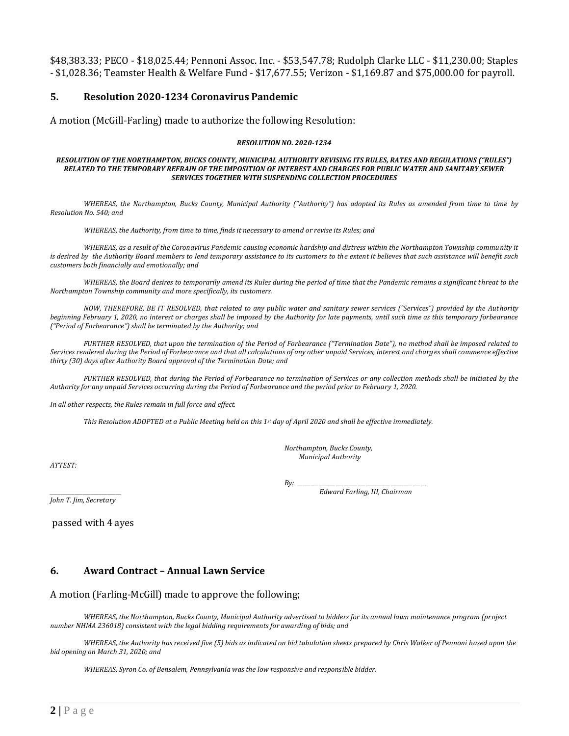$48,383.33; PECO - $18,025.44; Pennoni Assoc. Inc. - $53,547.78; Rudolph Clarke LLC - $11,230.00; Staples - $1,028.36; Teamster Health & Welfare Fund - $17,677.55; Verizon - $1,169.87 and $75,000.00 for payroll.

## 5. Resolution 2020-1234 Coronavirus Pandemic

A motion (McGill-Farling) made to authorize the following Resolution:

***RESOLUTION NO. 2020-1234***

***RESOLUTION OF THE NORTHAMPTON, BUCKS COUNTY, MUNICIPAL AUTHORITY REVISING ITS RULES, RATES AND REGULATIONS ("RULES") RELATED TO THE TEMPORARY REFRAIN OF THE IMPOSITION OF INTEREST AND CHARGES FOR PUBLIC WATER AND SANITARY SEWER SERVICES TOGETHER WITH SUSPENDING COLLECTION PROCEDURES***

*WHEREAS, the Northampton, Bucks County, Municipal Authority ("Authority") has adopted its Rules as amended from time to time by Resolution No. 540; and*

*WHEREAS, the Authority, from time to time, finds it necessary to amend or revise its Rules; and*

*WHEREAS, as a result of the Coronavirus Pandemic causing economic hardship and distress within the Northampton Township community it is desired by the Authority Board members to lend temporary assistance to its customers to the extent it believes that such assistance will benefit such customers both financially and emotionally; and*

*WHEREAS, the Board desires to temporarily amend its Rules during the period of time that the Pandemic remains a significant threat to the Northampton Township community and more specifically, its customers.*

*NOW, THEREFORE, BE IT RESOLVED, that related to any public water and sanitary sewer services ("Services") provided by the Authority beginning February 1, 2020, no interest or charges shall be imposed by the Authority for late payments, until such time as this temporary forbearance ("Period of Forbearance") shall be terminated by the Authority; and*

*FURTHER RESOLVED, that upon the termination of the Period of Forbearance ("Termination Date"), no method shall be imposed related to Services rendered during the Period of Forbearance and that all calculations of any other unpaid Services, interest and charges shall commence effective thirty (30) days after Authority Board approval of the Termination Date; and*

*FURTHER RESOLVED, that during the Period of Forbearance no termination of Services or any collection methods shall be initiated by the Authority for any unpaid Services occurring during the Period of Forbearance and the period prior to February 1, 2020.*

*In all other respects, the Rules remain in full force and effect.*

*This Resolution ADOPTED at a Public Meeting held on this 1st day of April 2020 and shall be effective immediately.*

*Northampton, Bucks County,*
*Municipal Authority*

*ATTEST:*

*By: ______________________________*
*Edward Farling, III, Chairman*

*______________________*
*John T. Jim, Secretary*

passed with 4 ayes

## 6. Award Contract – Annual Lawn Service

A motion (Farling-McGill) made to approve the following;

*WHEREAS, the Northampton, Bucks County, Municipal Authority advertised to bidders for its annual lawn maintenance program (project number NHMA 236018) consistent with the legal bidding requirements for awarding of bids; and*

*WHEREAS, the Authority has received five (5) bids as indicated on bid tabulation sheets prepared by Chris Walker of Pennoni based upon the bid opening on March 31, 2020; and*

*WHEREAS, Syron Co. of Bensalem, Pennsylvania was the low responsive and responsible bidder.*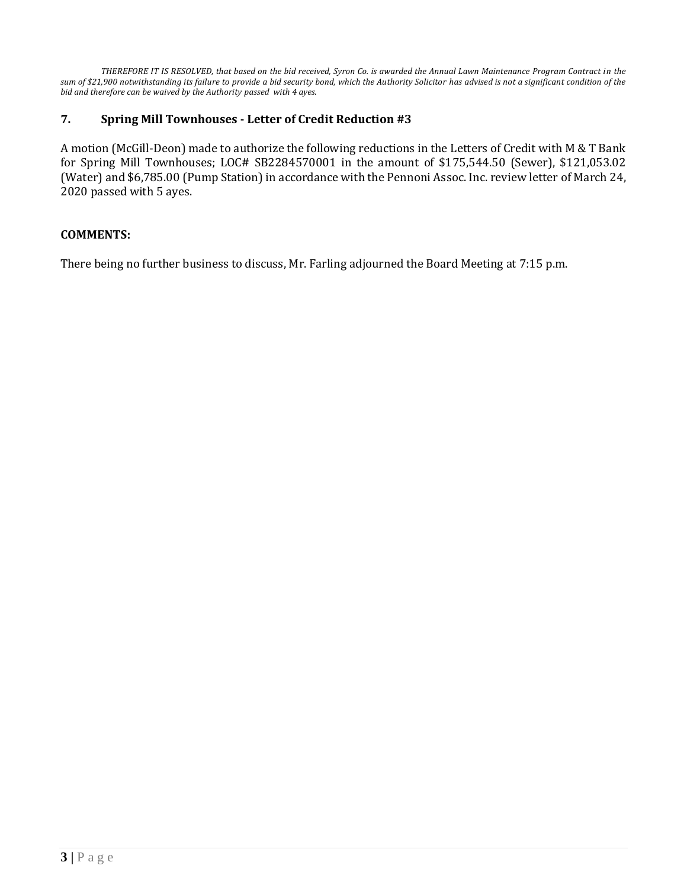*THEREFORE IT IS RESOLVED, that based on the bid received, Syron Co. is awarded the Annual Lawn Maintenance Program Contract in the sum of $21,900 notwithstanding its failure to provide a bid security bond, which the Authority Solicitor has advised is not a significant condition of the bid and therefore can be waived by the Authority passed with 4 ayes.*

## 7. Spring Mill Townhouses - Letter of Credit Reduction #3

A motion (McGill-Deon) made to authorize the following reductions in the Letters of Credit with M & T Bank for Spring Mill Townhouses; LOC# SB2284570001 in the amount of $175,544.50 (Sewer), $121,053.02 (Water) and $6,785.00 (Pump Station) in accordance with the Pennoni Assoc. Inc. review letter of March 24, 2020 passed with 5 ayes.

## COMMENTS:

There being no further business to discuss, Mr. Farling adjourned the Board Meeting at 7:15 p.m.